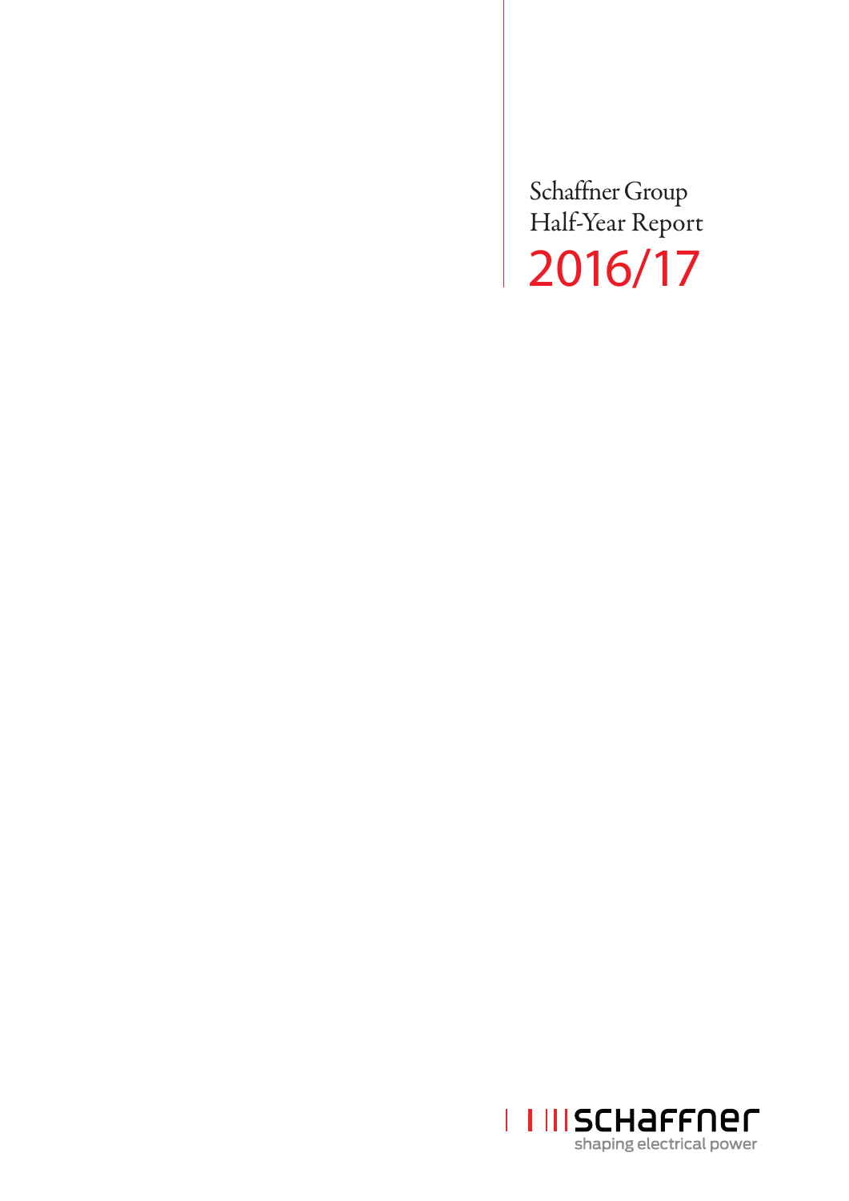# Schaffner Group
# Half-Year Report
# 2016/17

schaffner
shaping electrical power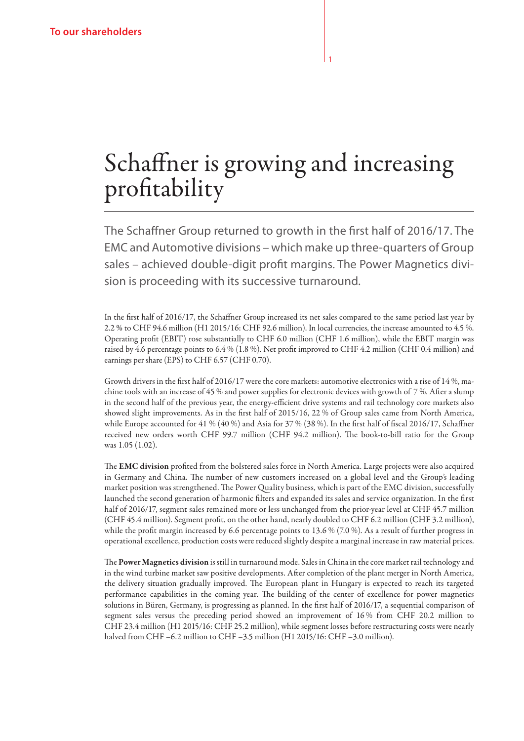# Schaffner is growing and increasing profitability

The Schaffner Group returned to growth in the first half of 2016/17. The EMC and Automotive divisions – which make up three-quarters of Group sales – achieved double-digit profit margins. The Power Magnetics division is proceeding with its successive turnaround.

In the first half of 2016/17, the Schaffner Group increased its net sales compared to the same period last year by 2.2 % to CHF 94.6 million (H1 2015/16: CHF 92.6 million). In local currencies, the increase amounted to 4.5 %. Operating profit (EBIT) rose substantially to CHF 6.0 million (CHF 1.6 million), while the EBIT margin was raised by 4.6 percentage points to 6.4 % (1.8 %). Net profit improved to CHF 4.2 million (CHF 0.4 million) and earnings per share (EPS) to CHF 6.57 (CHF 0.70).

Growth drivers in the first half of 2016/17 were the core markets: automotive electronics with a rise of 14 %, machine tools with an increase of 45 % and power supplies for electronic devices with growth of 7 %. After a slump in the second half of the previous year, the energy-efficient drive systems and rail technology core markets also showed slight improvements. As in the first half of 2015/16, 22 % of Group sales came from North America, while Europe accounted for 41 % (40 %) and Asia for 37 % (38 %). In the first half of fiscal 2016/17, Schaffner received new orders worth CHF 99.7 million (CHF 94.2 million). The book-to-bill ratio for the Group was 1.05 (1.02).

The **EMC division** profited from the bolstered sales force in North America. Large projects were also acquired in Germany and China. The number of new customers increased on a global level and the Group's leading market position was strengthened. The Power Quality business, which is part of the EMC division, successfully launched the second generation of harmonic filters and expanded its sales and service organization. In the first half of 2016/17, segment sales remained more or less unchanged from the prior-year level at CHF 45.7 million (CHF 45.4 million). Segment profit, on the other hand, nearly doubled to CHF 6.2 million (CHF 3.2 million), while the profit margin increased by 6.6 percentage points to 13.6 % (7.0 %). As a result of further progress in operational excellence, production costs were reduced slightly despite a marginal increase in raw material prices.

The **Power Magnetics division** is still in turnaround mode. Sales in China in the core market rail technology and in the wind turbine market saw positive developments. After completion of the plant merger in North America, the delivery situation gradually improved. The European plant in Hungary is expected to reach its targeted performance capabilities in the coming year. The building of the center of excellence for power magnetics solutions in Büren, Germany, is progressing as planned. In the first half of 2016/17, a sequential comparison of segment sales versus the preceding period showed an improvement of 16 % from CHF 20.2 million to CHF 23.4 million (H1 2015/16: CHF 25.2 million), while segment losses before restructuring costs were nearly halved from CHF –6.2 million to CHF –3.5 million (H1 2015/16: CHF –3.0 million).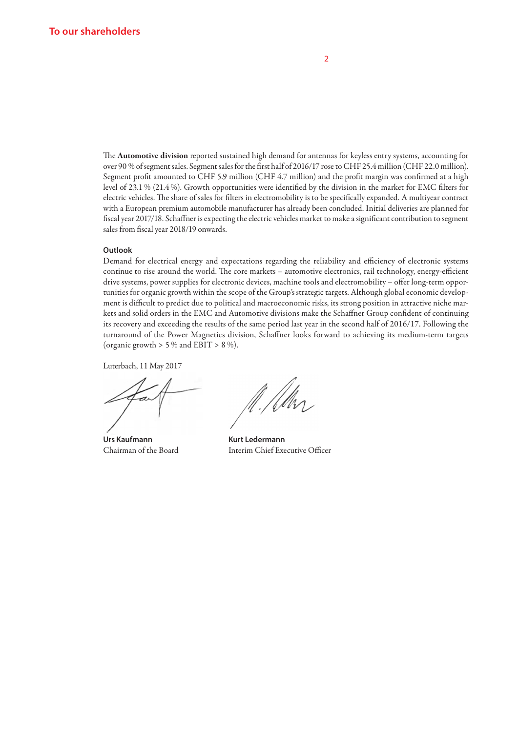The **Automotive division** reported sustained high demand for antennas for keyless entry systems, accounting for over 90 % of segment sales. Segment sales for the first half of 2016/17 rose to CHF 25.4 million (CHF 22.0 million). Segment profit amounted to CHF 5.9 million (CHF 4.7 million) and the profit margin was confirmed at a high level of 23.1 % (21.4 %). Growth opportunities were identified by the division in the market for EMC filters for electric vehicles. The share of sales for filters in electromobility is to be specifically expanded. A multiyear contract with a European premium automobile manufacturer has already been concluded. Initial deliveries are planned for fiscal year 2017/18. Schaffner is expecting the electric vehicles market to make a significant contribution to segment sales from fiscal year 2018/19 onwards.

**Outlook**

Demand for electrical energy and expectations regarding the reliability and efficiency of electronic systems continue to rise around the world. The core markets – automotive electronics, rail technology, energy-efficient drive systems, power supplies for electronic devices, machine tools and electromobility – offer long-term opportunities for organic growth within the scope of the Group's strategic targets. Although global economic development is difficult to predict due to political and macroeconomic risks, its strong position in attractive niche markets and solid orders in the EMC and Automotive divisions make the Schaffner Group confident of continuing its recovery and exceeding the results of the same period last year in the second half of 2016/17. Following the turnaround of the Power Magnetics division, Schaffner looks forward to achieving its medium-term targets (organic growth > 5 % and EBIT > 8 %).

Luterbach, 11 May 2017

**Urs Kaufmann**
Chairman of the Board

**Kurt Ledermann**
Interim Chief Executive Officer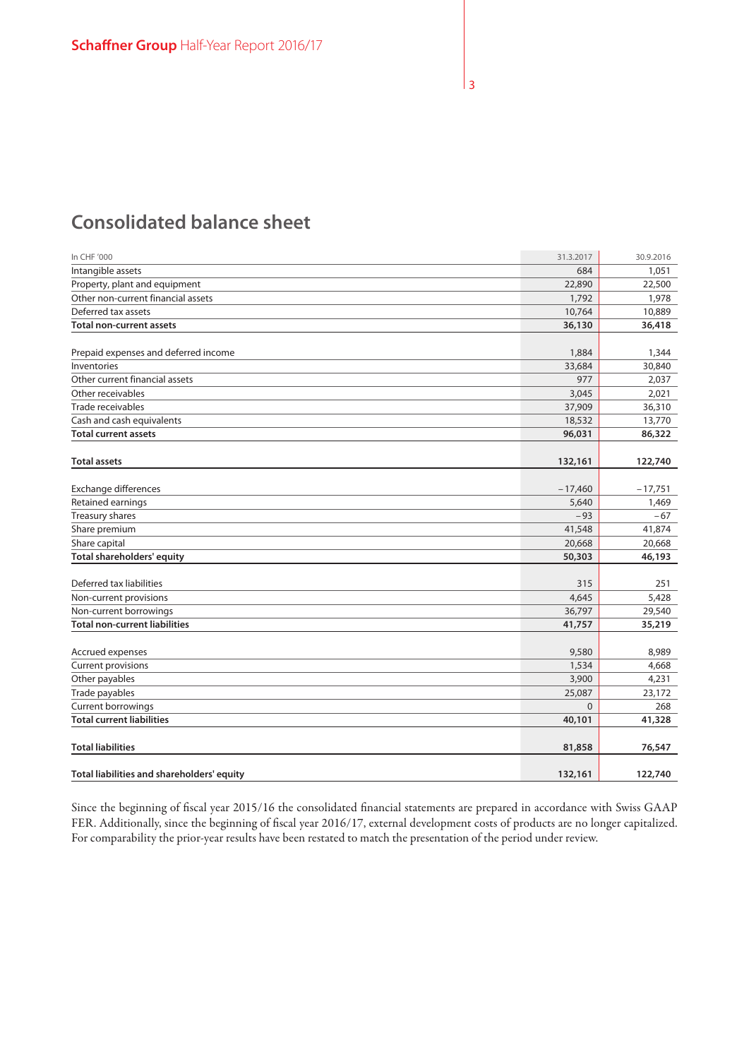# Consolidated balance sheet

| In CHF '000 | 31.3.2017 | 30.9.2016 |
|---|---|---|
| Intangible assets | 684 | 1,051 |
| Property, plant and equipment | 22,890 | 22,500 |
| Other non-current financial assets | 1,792 | 1,978 |
| Deferred tax assets | 10,764 | 10,889 |
| **Total non-current assets** | **36,130** | **36,418** |
| | | |
| Prepaid expenses and deferred income | 1,884 | 1,344 |
| Inventories | 33,684 | 30,840 |
| Other current financial assets | 977 | 2,037 |
| Other receivables | 3,045 | 2,021 |
| Trade receivables | 37,909 | 36,310 |
| Cash and cash equivalents | 18,532 | 13,770 |
| **Total current assets** | **96,031** | **86,322** |
| | | |
| **Total assets** | **132,161** | **122,740** |
| | | |
| Exchange differences | –17,460 | –17,751 |
| Retained earnings | 5,640 | 1,469 |
| Treasury shares | –93 | –67 |
| Share premium | 41,548 | 41,874 |
| Share capital | 20,668 | 20,668 |
| **Total shareholders' equity** | **50,303** | **46,193** |
| | | |
| Deferred tax liabilities | 315 | 251 |
| Non-current provisions | 4,645 | 5,428 |
| Non-current borrowings | 36,797 | 29,540 |
| **Total non-current liabilities** | **41,757** | **35,219** |
| | | |
| Accrued expenses | 9,580 | 8,989 |
| Current provisions | 1,534 | 4,668 |
| Other payables | 3,900 | 4,231 |
| Trade payables | 25,087 | 23,172 |
| Current borrowings | 0 | 268 |
| **Total current liabilities** | **40,101** | **41,328** |
| | | |
| **Total liabilities** | **81,858** | **76,547** |
| | | |
| **Total liabilities and shareholders' equity** | **132,161** | **122,740** |

Since the beginning of fiscal year 2015/16 the consolidated financial statements are prepared in accordance with Swiss GAAP FER. Additionally, since the beginning of fiscal year 2016/17, external development costs of products are no longer capitalized. For comparability the prior-year results have been restated to match the presentation of the period under review.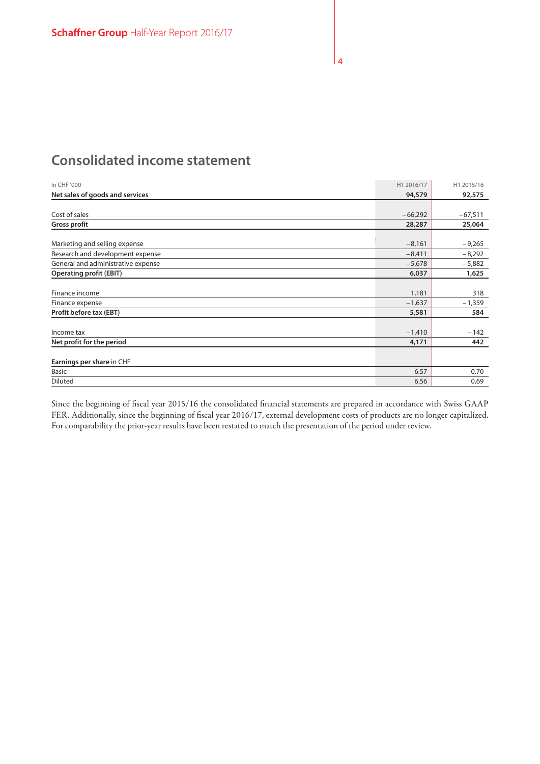# Consolidated income statement

| In CHF '000 | H1 2016/17 | H1 2015/16 |
|---|---|---|
| **Net sales of goods and services** | **94,579** | **92,575** |
| | | |
| Cost of sales | −66,292 | −67,511 |
| **Gross profit** | **28,287** | **25,064** |
| | | |
| Marketing and selling expense | −8,161 | −9,265 |
| Research and development expense | −8,411 | −8,292 |
| General and administrative expense | −5,678 | −5,882 |
| **Operating profit (EBIT)** | **6,037** | **1,625** |
| | | |
| Finance income | 1,181 | 318 |
| Finance expense | −1,637 | −1,359 |
| **Profit before tax (EBT)** | **5,581** | **584** |
| | | |
| Income tax | −1,410 | −142 |
| **Net profit for the period** | **4,171** | **442** |
| | | |
| **Earnings per share** in CHF | | |
| Basic | 6.57 | 0.70 |
| Diluted | 6.56 | 0.69 |

Since the beginning of fiscal year 2015/16 the consolidated financial statements are prepared in accordance with Swiss GAAP FER. Additionally, since the beginning of fiscal year 2016/17, external development costs of products are no longer capitalized. For comparability the prior-year results have been restated to match the presentation of the period under review.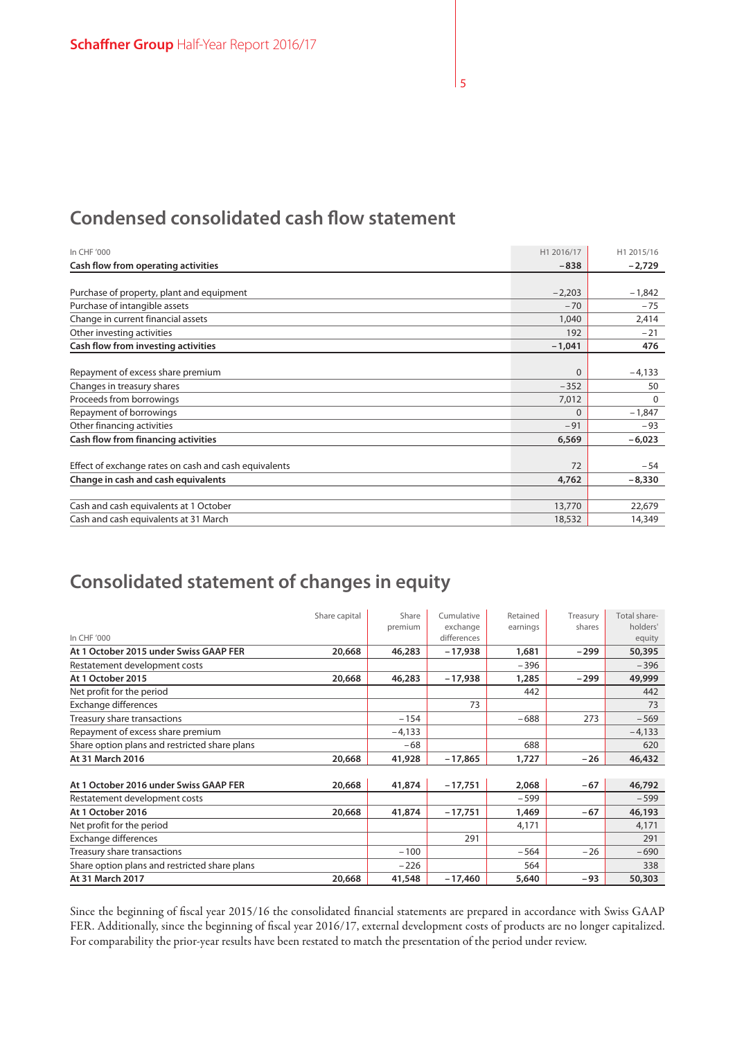## Condensed consolidated cash flow statement

| In CHF '000 | H1 2016/17 | H1 2015/16 |
|---|---|---|
| **Cash flow from operating activities** | **–838** | **–2,729** |
| | | |
| Purchase of property, plant and equipment | –2,203 | –1,842 |
| Purchase of intangible assets | –70 | –75 |
| Change in current financial assets | 1,040 | 2,414 |
| Other investing activities | 192 | –21 |
| **Cash flow from investing activities** | **–1,041** | **476** |
| | | |
| Repayment of excess share premium | 0 | –4,133 |
| Changes in treasury shares | –352 | 50 |
| Proceeds from borrowings | 7,012 | 0 |
| Repayment of borrowings | 0 | –1,847 |
| Other financing activities | –91 | –93 |
| **Cash flow from financing activities** | **6,569** | **–6,023** |
| | | |
| Effect of exchange rates on cash and cash equivalents | 72 | –54 |
| **Change in cash and cash equivalents** | **4,762** | **–8,330** |
| | | |
| Cash and cash equivalents at 1 October | 13,770 | 22,679 |
| Cash and cash equivalents at 31 March | 18,532 | 14,349 |

## Consolidated statement of changes in equity

| In CHF '000 | Share capital | Share premium | Cumulative exchange differences | Retained earnings | Treasury shares | Total share-holders' equity |
|---|---|---|---|---|---|---|
| **At 1 October 2015 under Swiss GAAP FER** | **20,668** | **46,283** | **–17,938** | **1,681** | **–299** | **50,395** |
| Restatement development costs | | | | –396 | | –396 |
| **At 1 October 2015** | **20,668** | **46,283** | **–17,938** | **1,285** | **–299** | **49,999** |
| Net profit for the period | | | | 442 | | 442 |
| Exchange differences | | | 73 | | | 73 |
| Treasury share transactions | | –154 | | –688 | 273 | –569 |
| Repayment of excess share premium | | –4,133 | | | | –4,133 |
| Share option plans and restricted share plans | | –68 | | 688 | | 620 |
| **At 31 March 2016** | **20,668** | **41,928** | **–17,865** | **1,727** | **–26** | **46,432** |
| | | | | | | |
| **At 1 October 2016 under Swiss GAAP FER** | **20,668** | **41,874** | **–17,751** | **2,068** | **–67** | **46,792** |
| Restatement development costs | | | | –599 | | –599 |
| **At 1 October 2016** | **20,668** | **41,874** | **–17,751** | **1,469** | **–67** | **46,193** |
| Net profit for the period | | | | 4,171 | | 4,171 |
| Exchange differences | | | 291 | | | 291 |
| Treasury share transactions | | –100 | | –564 | –26 | –690 |
| Share option plans and restricted share plans | | –226 | | 564 | | 338 |
| **At 31 March 2017** | **20,668** | **41,548** | **–17,460** | **5,640** | **–93** | **50,303** |

Since the beginning of fiscal year 2015/16 the consolidated financial statements are prepared in accordance with Swiss GAAP FER. Additionally, since the beginning of fiscal year 2016/17, external development costs of products are no longer capitalized. For comparability the prior-year results have been restated to match the presentation of the period under review.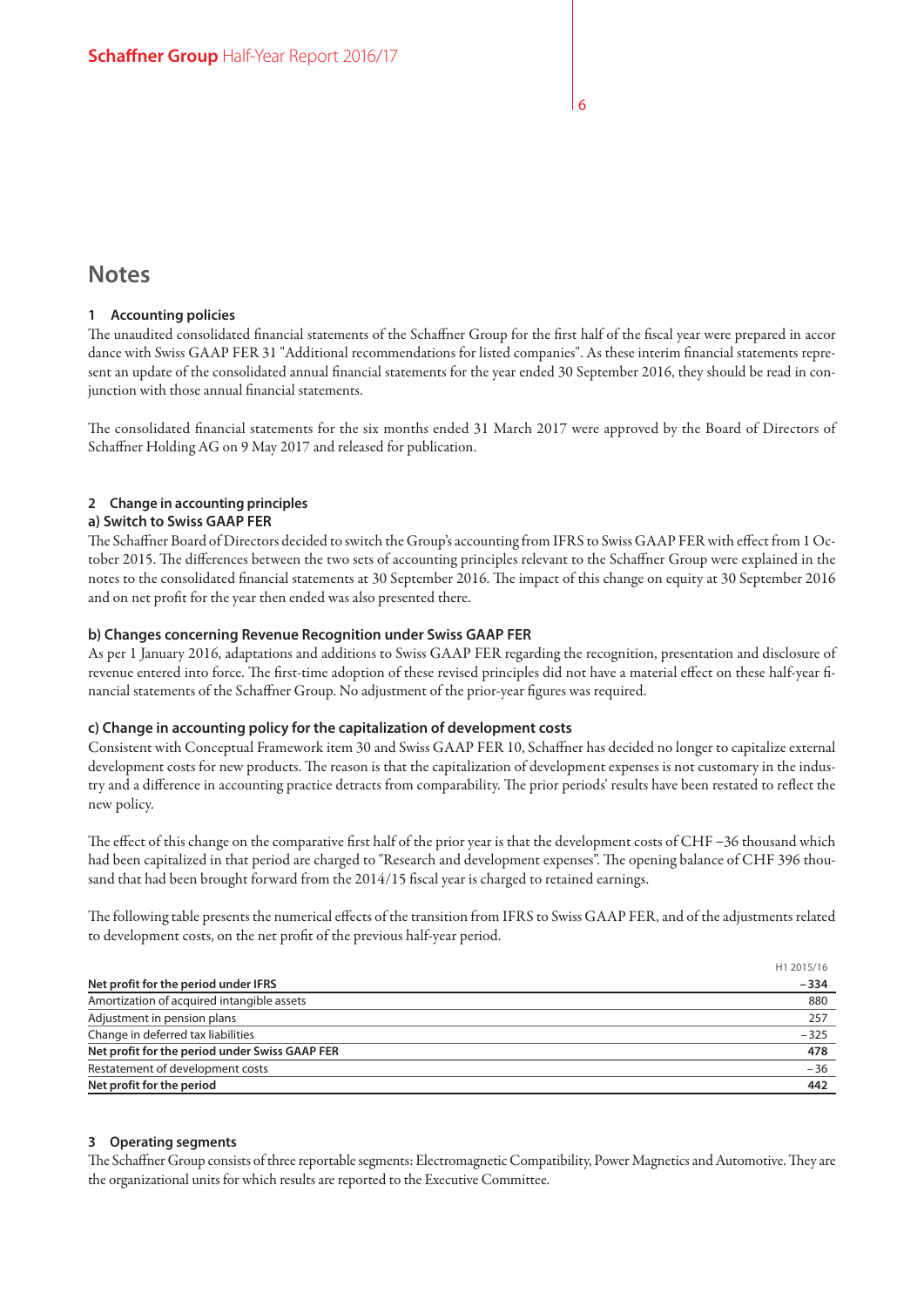# Notes

### 1 Accounting policies

The unaudited consolidated financial statements of the Schaffner Group for the first half of the fiscal year were prepared in accordance with Swiss GAAP FER 31 "Additional recommendations for listed companies". As these interim financial statements represent an update of the consolidated annual financial statements for the year ended 30 September 2016, they should be read in conjunction with those annual financial statements.

The consolidated financial statements for the six months ended 31 March 2017 were approved by the Board of Directors of Schaffner Holding AG on 9 May 2017 and released for publication.

### 2 Change in accounting principles

#### a) Switch to Swiss GAAP FER

The Schaffner Board of Directors decided to switch the Group's accounting from IFRS to Swiss GAAP FER with effect from 1 October 2015. The differences between the two sets of accounting principles relevant to the Schaffner Group were explained in the notes to the consolidated financial statements at 30 September 2016. The impact of this change on equity at 30 September 2016 and on net profit for the year then ended was also presented there.

#### b) Changes concerning Revenue Recognition under Swiss GAAP FER

As per 1 January 2016, adaptations and additions to Swiss GAAP FER regarding the recognition, presentation and disclosure of revenue entered into force. The first-time adoption of these revised principles did not have a material effect on these half-year financial statements of the Schaffner Group. No adjustment of the prior-year figures was required.

#### c) Change in accounting policy for the capitalization of development costs

Consistent with Conceptual Framework item 30 and Swiss GAAP FER 10, Schaffner has decided no longer to capitalize external development costs for new products. The reason is that the capitalization of development expenses is not customary in the industry and a difference in accounting practice detracts from comparability. The prior periods' results have been restated to reflect the new policy.

The effect of this change on the comparative first half of the prior year is that the development costs of CHF −36 thousand which had been capitalized in that period are charged to "Research and development expenses". The opening balance of CHF 396 thousand that had been brought forward from the 2014/15 fiscal year is charged to retained earnings.

The following table presents the numerical effects of the transition from IFRS to Swiss GAAP FER, and of the adjustments related to development costs, on the net profit of the previous half-year period.

| | H1 2015/16 |
|---|---|
| **Net profit for the period under IFRS** | **−334** |
| Amortization of acquired intangible assets | 880 |
| Adjustment in pension plans | 257 |
| Change in deferred tax liabilities | −325 |
| **Net profit for the period under Swiss GAAP FER** | **478** |
| Restatement of development costs | −36 |
| **Net profit for the period** | **442** |

### 3 Operating segments

The Schaffner Group consists of three reportable segments: Electromagnetic Compatibility, Power Magnetics and Automotive. They are the organizational units for which results are reported to the Executive Committee.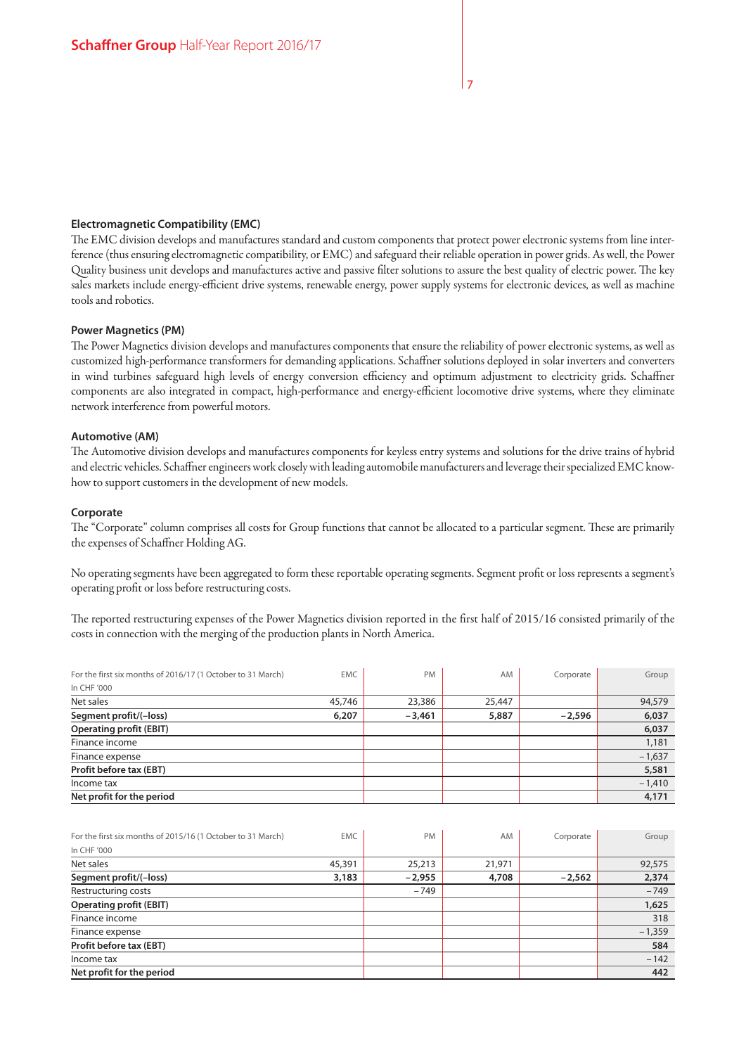### Electromagnetic Compatibility (EMC)

The EMC division develops and manufactures standard and custom components that protect power electronic systems from line interference (thus ensuring electromagnetic compatibility, or EMC) and safeguard their reliable operation in power grids. As well, the Power Quality business unit develops and manufactures active and passive filter solutions to assure the best quality of electric power. The key sales markets include energy-efficient drive systems, renewable energy, power supply systems for electronic devices, as well as machine tools and robotics.

### Power Magnetics (PM)

The Power Magnetics division develops and manufactures components that ensure the reliability of power electronic systems, as well as customized high-performance transformers for demanding applications. Schaffner solutions deployed in solar inverters and converters in wind turbines safeguard high levels of energy conversion efficiency and optimum adjustment to electricity grids. Schaffner components are also integrated in compact, high-performance and energy-efficient locomotive drive systems, where they eliminate network interference from powerful motors.

### Automotive (AM)

The Automotive division develops and manufactures components for keyless entry systems and solutions for the drive trains of hybrid and electric vehicles. Schaffner engineers work closely with leading automobile manufacturers and leverage their specialized EMC know-how to support customers in the development of new models.

### Corporate

The "Corporate" column comprises all costs for Group functions that cannot be allocated to a particular segment. These are primarily the expenses of Schaffner Holding AG.

No operating segments have been aggregated to form these reportable operating segments. Segment profit or loss represents a segment's operating profit or loss before restructuring costs.

The reported restructuring expenses of the Power Magnetics division reported in the first half of 2015/16 consisted primarily of the costs in connection with the merging of the production plants in North America.

| For the first six months of 2016/17 (1 October to 31 March)<br>In CHF '000 | EMC | PM | AM | Corporate | Group |
|---|---|---|---|---|---|
| Net sales | 45,746 | 23,386 | 25,447 | | 94,579 |
| **Segment profit/(–loss)** | **6,207** | **–3,461** | **5,887** | **–2,596** | **6,037** |
| **Operating profit (EBIT)** | | | | | **6,037** |
| Finance income | | | | | 1,181 |
| Finance expense | | | | | –1,637 |
| **Profit before tax (EBT)** | | | | | **5,581** |
| Income tax | | | | | –1,410 |
| **Net profit for the period** | | | | | **4,171** |

| For the first six months of 2015/16 (1 October to 31 March)<br>In CHF '000 | EMC | PM | AM | Corporate | Group |
|---|---|---|---|---|---|
| Net sales | 45,391 | 25,213 | 21,971 | | 92,575 |
| **Segment profit/(–loss)** | **3,183** | **–2,955** | **4,708** | **–2,562** | **2,374** |
| Restructuring costs | | –749 | | | –749 |
| **Operating profit (EBIT)** | | | | | **1,625** |
| Finance income | | | | | 318 |
| Finance expense | | | | | –1,359 |
| **Profit before tax (EBT)** | | | | | **584** |
| Income tax | | | | | –142 |
| **Net profit for the period** | | | | | **442** |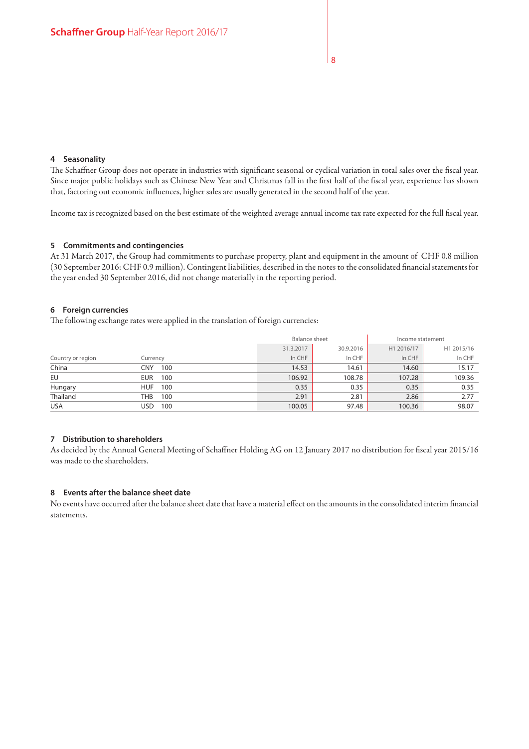## 4 Seasonality

The Schaffner Group does not operate in industries with significant seasonal or cyclical variation in total sales over the fiscal year. Since major public holidays such as Chinese New Year and Christmas fall in the first half of the fiscal year, experience has shown that, factoring out economic influences, higher sales are usually generated in the second half of the year.

Income tax is recognized based on the best estimate of the weighted average annual income tax rate expected for the full fiscal year.

## 5 Commitments and contingencies

At 31 March 2017, the Group had commitments to purchase property, plant and equipment in the amount of CHF 0.8 million (30 September 2016: CHF 0.9 million). Contingent liabilities, described in the notes to the consolidated financial statements for the year ended 30 September 2016, did not change materially in the reporting period.

## 6 Foreign currencies

The following exchange rates were applied in the translation of foreign currencies:

| | | | Balance sheet | | Income statement | |
|---|---|---|---|---|---|---|
| | | | 31.3.2017 | 30.9.2016 | H1 2016/17 | H1 2015/16 |
| Country or region | Currency | | In CHF | In CHF | In CHF | In CHF |
| China | CNY | 100 | 14.53 | 14.61 | 14.60 | 15.17 |
| EU | EUR | 100 | 106.92 | 108.78 | 107.28 | 109.36 |
| Hungary | HUF | 100 | 0.35 | 0.35 | 0.35 | 0.35 |
| Thailand | THB | 100 | 2.91 | 2.81 | 2.86 | 2.77 |
| USA | USD | 100 | 100.05 | 97.48 | 100.36 | 98.07 |

## 7 Distribution to shareholders

As decided by the Annual General Meeting of Schaffner Holding AG on 12 January 2017 no distribution for fiscal year 2015/16 was made to the shareholders.

## 8 Events after the balance sheet date

No events have occurred after the balance sheet date that have a material effect on the amounts in the consolidated interim financial statements.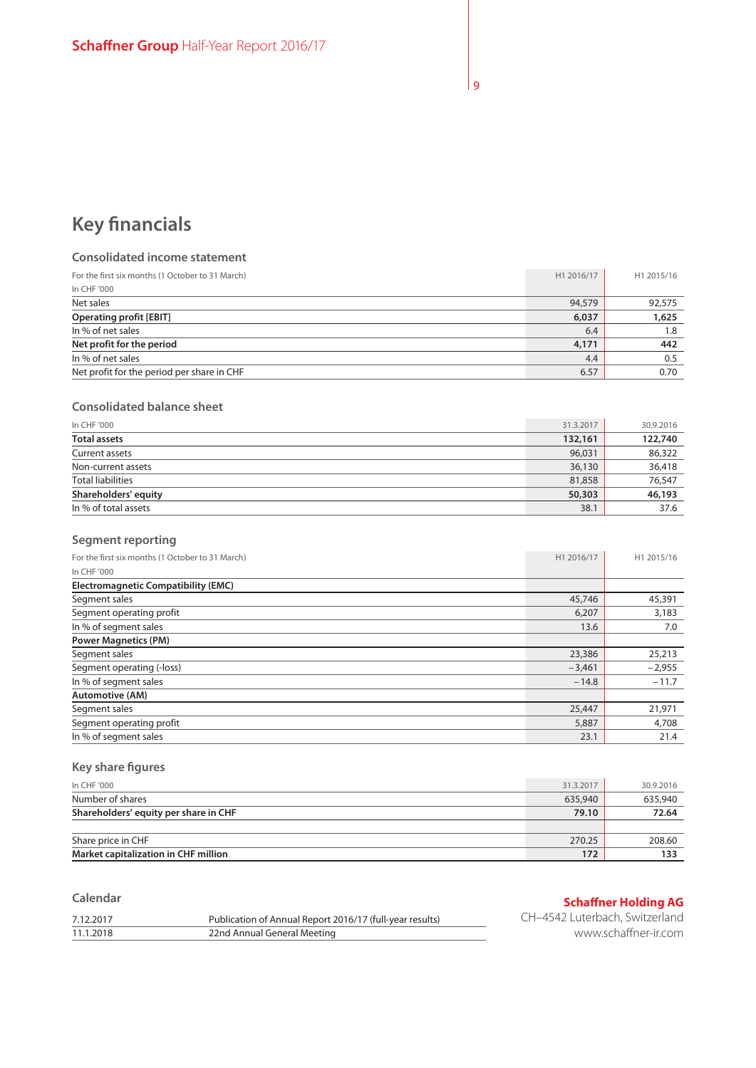# Key financials

## Consolidated income statement

| For the first six months (1 October to 31 March)<br>In CHF '000 | H1 2016/17 | H1 2015/16 |
|---|---|---|
| Net sales | 94,579 | 92,575 |
| **Operating profit [EBIT]** | **6,037** | **1,625** |
| In % of net sales | 6.4 | 1.8 |
| **Net profit for the period** | **4,171** | **442** |
| In % of net sales | 4.4 | 0.5 |
| Net profit for the period per share in CHF | 6.57 | 0.70 |

## Consolidated balance sheet

| In CHF '000 | 31.3.2017 | 30.9.2016 |
|---|---|---|
| **Total assets** | **132,161** | **122,740** |
| Current assets | 96,031 | 86,322 |
| Non-current assets | 36,130 | 36,418 |
| Total liabilities | 81,858 | 76,547 |
| **Shareholders' equity** | **50,303** | **46,193** |
| In % of total assets | 38.1 | 37.6 |

## Segment reporting

| For the first six months (1 October to 31 March)<br>In CHF '000 | H1 2016/17 | H1 2015/16 |
|---|---|---|
| **Electromagnetic Compatibility (EMC)** | | |
| Segment sales | 45,746 | 45,391 |
| Segment operating profit | 6,207 | 3,183 |
| In % of segment sales | 13.6 | 7.0 |
| **Power Magnetics (PM)** | | |
| Segment sales | 23,386 | 25,213 |
| Segment operating (-loss) | –3,461 | –2,955 |
| In % of segment sales | –14.8 | –11.7 |
| **Automotive (AM)** | | |
| Segment sales | 25,447 | 21,971 |
| Segment operating profit | 5,887 | 4,708 |
| In % of segment sales | 23.1 | 21.4 |

## Key share figures

| In CHF '000 | 31.3.2017 | 30.9.2016 |
|---|---|---|
| Number of shares | 635,940 | 635,940 |
| **Shareholders' equity per share in CHF** | **79.10** | **72.64** |
| | | |
| Share price in CHF | 270.25 | 208.60 |
| **Market capitalization in CHF million** | **172** | **133** |

## Calendar

| | |
|---|---|
| 7.12.2017 | Publication of Annual Report 2016/17 (full-year results) |
| 11.1.2018 | 22nd Annual General Meeting |

**Schaffner Holding AG**
CH–4542 Luterbach, Switzerland
www.schaffner-ir.com